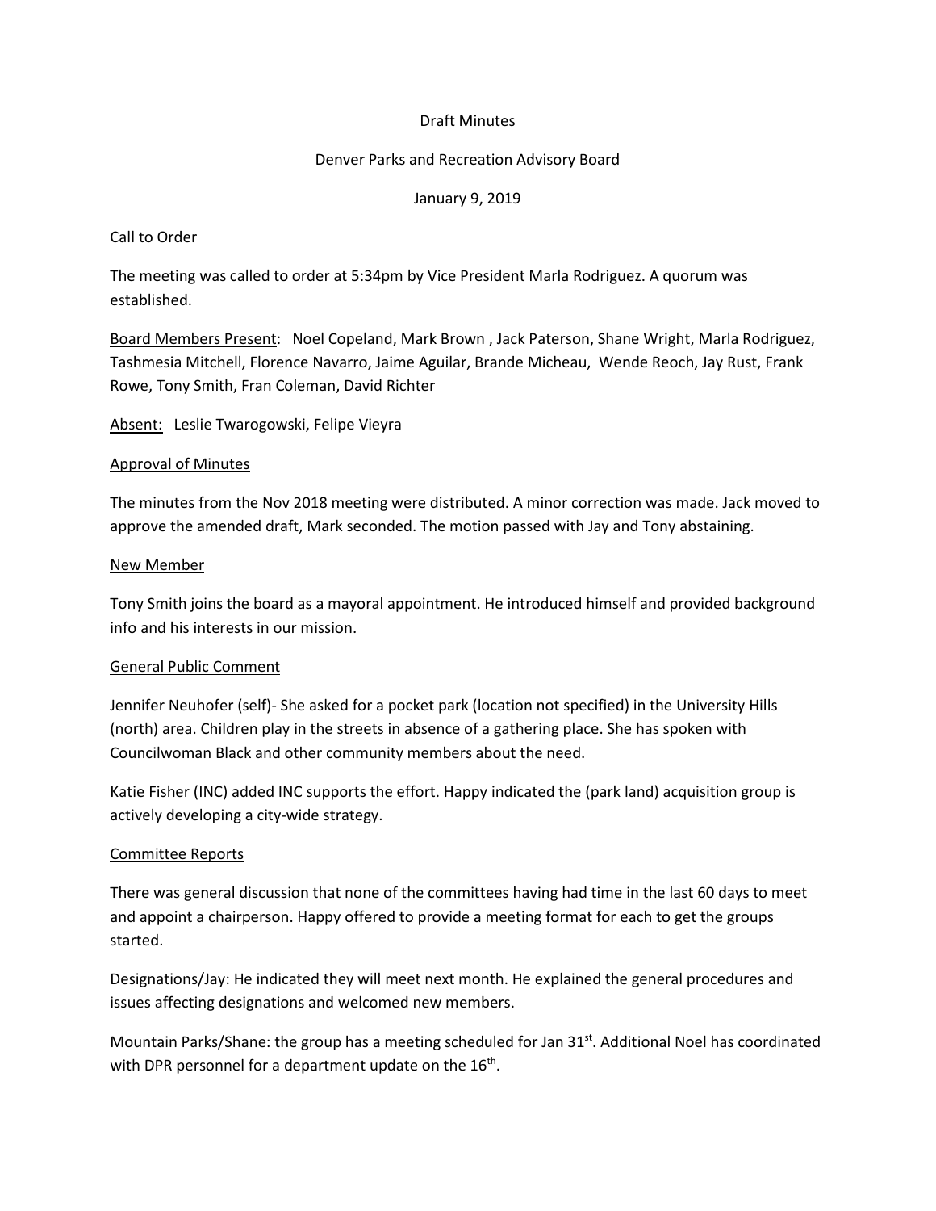Draft Minutes

Denver Parks and Recreation Advisory Board

January 9, 2019

## Call to Order

The meeting was called to order at 5:34pm by Vice President Marla Rodriguez. A quorum was established.

Board Members Present: Noel Copeland, Mark Brown , Jack Paterson, Shane Wright, Marla Rodriguez, Tashmesia Mitchell, Florence Navarro, Jaime Aguilar, Brande Micheau, Wende Reoch, Jay Rust, Frank Rowe, Tony Smith, Fran Coleman, David Richter

Absent: Leslie Twarogowski, Felipe Vieyra

## Approval of Minutes

The minutes from the Nov 2018 meeting were distributed. A minor correction was made. Jack moved to approve the amended draft, Mark seconded. The motion passed with Jay and Tony abstaining.

## New Member

Tony Smith joins the board as a mayoral appointment. He introduced himself and provided background info and his interests in our mission.

## General Public Comment

Jennifer Neuhofer (self)- She asked for a pocket park (location not specified) in the University Hills (north) area. Children play in the streets in absence of a gathering place. She has spoken with Councilwoman Black and other community members about the need.

Katie Fisher (INC) added INC supports the effort. Happy indicated the (park land) acquisition group is actively developing a city-wide strategy.

## Committee Reports

There was general discussion that none of the committees having had time in the last 60 days to meet and appoint a chairperson. Happy offered to provide a meeting format for each to get the groups started.

Designations/Jay: He indicated they will meet next month. He explained the general procedures and issues affecting designations and welcomed new members.

Mountain Parks/Shane: the group has a meeting scheduled for Jan 31st. Additional Noel has coordinated with DPR personnel for a department update on the 16th.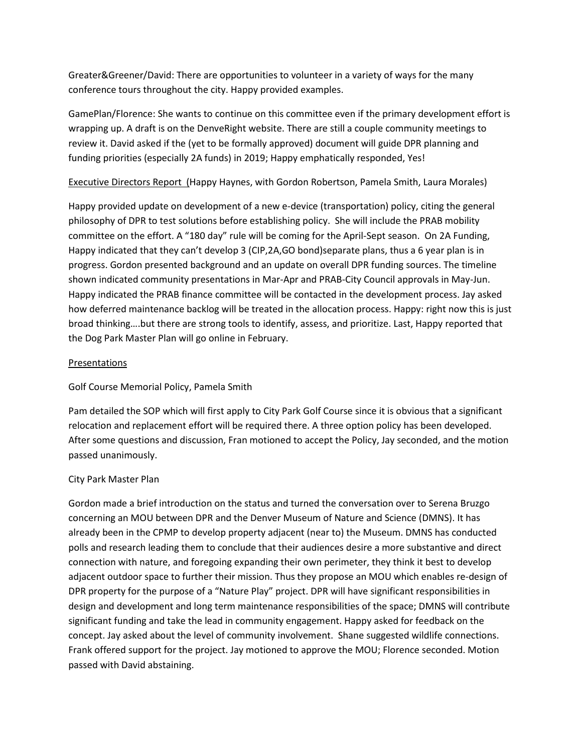Greater&Greener/David: There are opportunities to volunteer in a variety of ways for the many conference tours throughout the city. Happy provided examples.

GamePlan/Florence: She wants to continue on this committee even if the primary development effort is wrapping up. A draft is on the DenveRight website. There are still a couple community meetings to review it. David asked if the (yet to be formally approved) document will guide DPR planning and funding priorities (especially 2A funds) in 2019; Happy emphatically responded, Yes!

<u>Executive Directors Report (</u>Happy Haynes, with Gordon Robertson, Pamela Smith, Laura Morales)

Happy provided update on development of a new e-device (transportation) policy, citing the general philosophy of DPR to test solutions before establishing policy. She will include the PRAB mobility committee on the effort. A "180 day" rule will be coming for the April-Sept season. On 2A Funding, Happy indicated that they can't develop 3 (CIP,2A,GO bond)separate plans, thus a 6 year plan is in progress. Gordon presented background and an update on overall DPR funding sources. The timeline shown indicated community presentations in Mar-Apr and PRAB-City Council approvals in May-Jun. Happy indicated the PRAB finance committee will be contacted in the development process. Jay asked how deferred maintenance backlog will be treated in the allocation process. Happy: right now this is just broad thinking….but there are strong tools to identify, assess, and prioritize. Last, Happy reported that the Dog Park Master Plan will go online in February.

<u>Presentations</u>

Golf Course Memorial Policy, Pamela Smith

Pam detailed the SOP which will first apply to City Park Golf Course since it is obvious that a significant relocation and replacement effort will be required there. A three option policy has been developed. After some questions and discussion, Fran motioned to accept the Policy, Jay seconded, and the motion passed unanimously.

City Park Master Plan

Gordon made a brief introduction on the status and turned the conversation over to Serena Bruzgo concerning an MOU between DPR and the Denver Museum of Nature and Science (DMNS). It has already been in the CPMP to develop property adjacent (near to) the Museum. DMNS has conducted polls and research leading them to conclude that their audiences desire a more substantive and direct connection with nature, and foregoing expanding their own perimeter, they think it best to develop adjacent outdoor space to further their mission. Thus they propose an MOU which enables re-design of DPR property for the purpose of a "Nature Play" project. DPR will have significant responsibilities in design and development and long term maintenance responsibilities of the space; DMNS will contribute significant funding and take the lead in community engagement. Happy asked for feedback on the concept. Jay asked about the level of community involvement. Shane suggested wildlife connections. Frank offered support for the project. Jay motioned to approve the MOU; Florence seconded. Motion passed with David abstaining.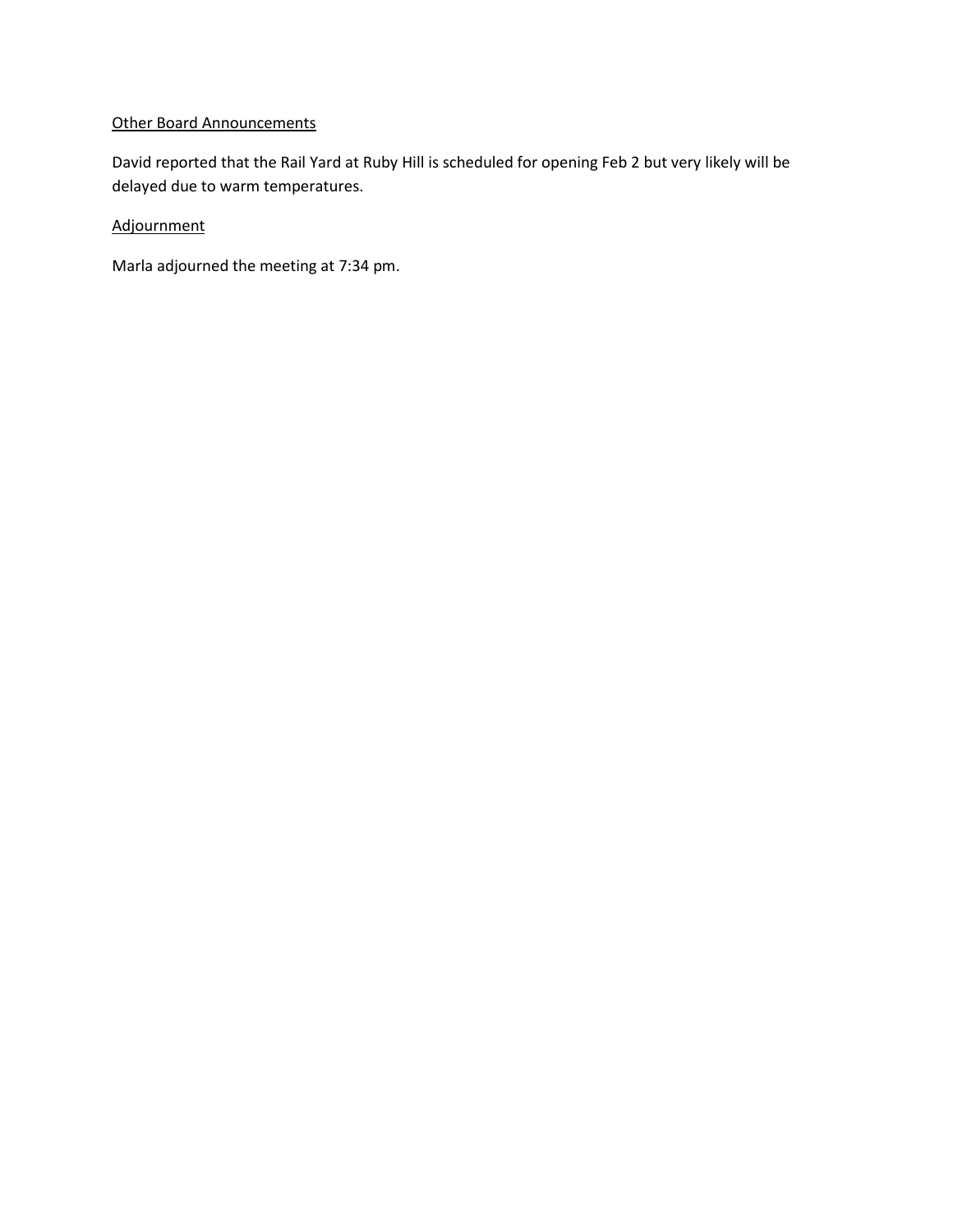<u>Other Board Announcements</u>

David reported that the Rail Yard at Ruby Hill is scheduled for opening Feb 2 but very likely will be delayed due to warm temperatures.

<u>Adjournment</u>

Marla adjourned the meeting at 7:34 pm.